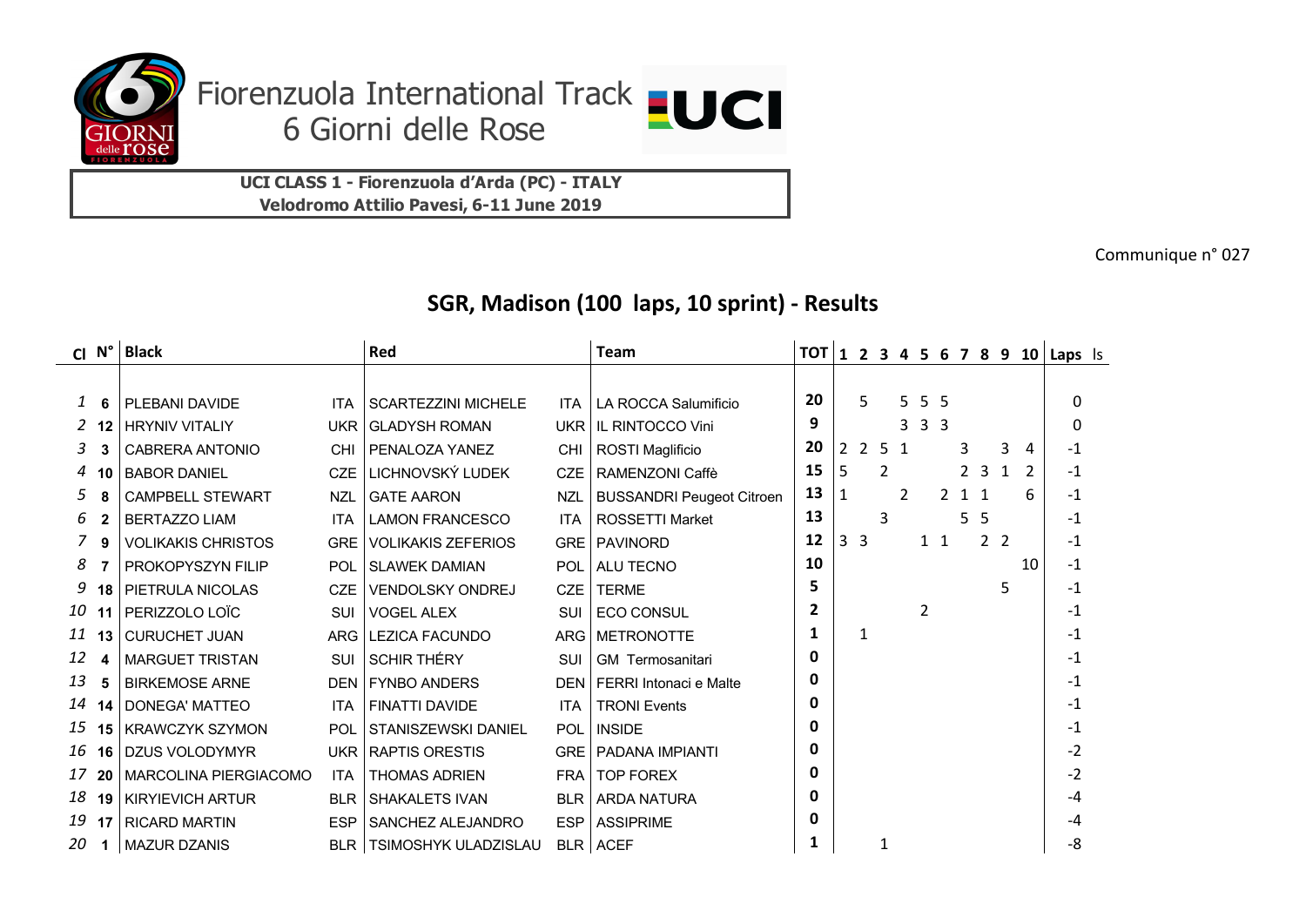# Fiorenzuola International Track
## 6 Giorni delle Rose

**UCI CLASS 1 - Fiorenzuola d'Arda (PC) - ITALY**
**Velodromo Attilio Pavesi, 6-11 June 2019**

Communique n° 027

## SGR, Madison (100 laps, 10 sprint) - Results

| Cl | N° | Black | | Red | | Team | TOT | 1 | 2 | 3 | 4 | 5 | 6 | 7 | 8 | 9 | 10 | Laps | ls |
|---|---|---|---|---|---|---|---|---|---|---|---|---|---|---|---|---|---|---|---|
| 1 | 6 | PLEBANI DAVIDE | ITA | SCARTEZZINI MICHELE | ITA | LA ROCCA Salumificio | 20 | | 5 | | 5 | 5 | 5 | | | | | 0 | |
| 2 | 12 | HRYNIV VITALIY | UKR | GLADYSH ROMAN | UKR | IL RINTOCCO Vini | 9 | | | | 3 | 3 | 3 | | | | | 0 | |
| 3 | 3 | CABRERA ANTONIO | CHI | PENALOZA YANEZ | CHI | ROSTI Maglificio | 20 | 2 | 2 | 5 | 1 | | | 3 | | 3 | 4 | -1 | |
| 4 | 10 | BABOR DANIEL | CZE | LICHNOVSKÝ LUDEK | CZE | RAMENZONI Caffè | 15 | 5 | | 2 | | | | 2 | 3 | 1 | 2 | -1 | |
| 5 | 8 | CAMPBELL STEWART | NZL | GATE AARON | NZL | BUSSANDRI Peugeot Citroen | 13 | 1 | | | 2 | | 2 | 1 | 1 | | 6 | -1 | |
| 6 | 2 | BERTAZZO LIAM | ITA | LAMON FRANCESCO | ITA | ROSSETTI Market | 13 | | | 3 | | | | 5 | 5 | | | -1 | |
| 7 | 9 | VOLIKAKIS CHRISTOS | GRE | VOLIKAKIS ZEFERIOS | GRE | PAVINORD | 12 | 3 | 3 | | | 1 | 1 | | 2 | 2 | | -1 | |
| 8 | 7 | PROKOPYSZYN FILIP | POL | SLAWEK DAMIAN | POL | ALU TECNO | 10 | | | | | | | | | | 10 | -1 | |
| 9 | 18 | PIETRULA NICOLAS | CZE | VENDOLSKY ONDREJ | CZE | TERME | 5 | | | | | | | | | 5 | | -1 | |
| 10 | 11 | PERIZZOLO LOÏC | SUI | VOGEL ALEX | SUI | ECO CONSUL | 2 | | | | | 2 | | | | | | -1 | |
| 11 | 13 | CURUCHET JUAN | ARG | LEZICA FACUNDO | ARG | METRONOTTE | 1 | | 1 | | | | | | | | | -1 | |
| 12 | 4 | MARGUET TRISTAN | SUI | SCHIR THÉRY | SUI | GM Termosanitari | 0 | | | | | | | | | | | -1 | |
| 13 | 5 | BIRKEMOSE ARNE | DEN | FYNBO ANDERS | DEN | FERRI Intonaci e Malte | 0 | | | | | | | | | | | -1 | |
| 14 | 14 | DONEGA' MATTEO | ITA | FINATTI DAVIDE | ITA | TRONI Events | 0 | | | | | | | | | | | -1 | |
| 15 | 15 | KRAWCZYK SZYMON | POL | STANISZEWSKI DANIEL | POL | INSIDE | 0 | | | | | | | | | | | -1 | |
| 16 | 16 | DZUS VOLODYMYR | UKR | RAPTIS ORESTIS | GRE | PADANA IMPIANTI | 0 | | | | | | | | | | | -2 | |
| 17 | 20 | MARCOLINA PIERGIACOMO | ITA | THOMAS ADRIEN | FRA | TOP FOREX | 0 | | | | | | | | | | | -2 | |
| 18 | 19 | KIRYIEVICH ARTUR | BLR | SHAKALETS IVAN | BLR | ARDA NATURA | 0 | | | | | | | | | | | -4 | |
| 19 | 17 | RICARD MARTIN | ESP | SANCHEZ ALEJANDRO | ESP | ASSIPRIME | 0 | | | | | | | | | | | -4 | |
| 20 | 1 | MAZUR DZANIS | BLR | TSIMOSHYK ULADZISLAU | BLR | ACEF | 1 | | | 1 | | | | | | | | -8 | |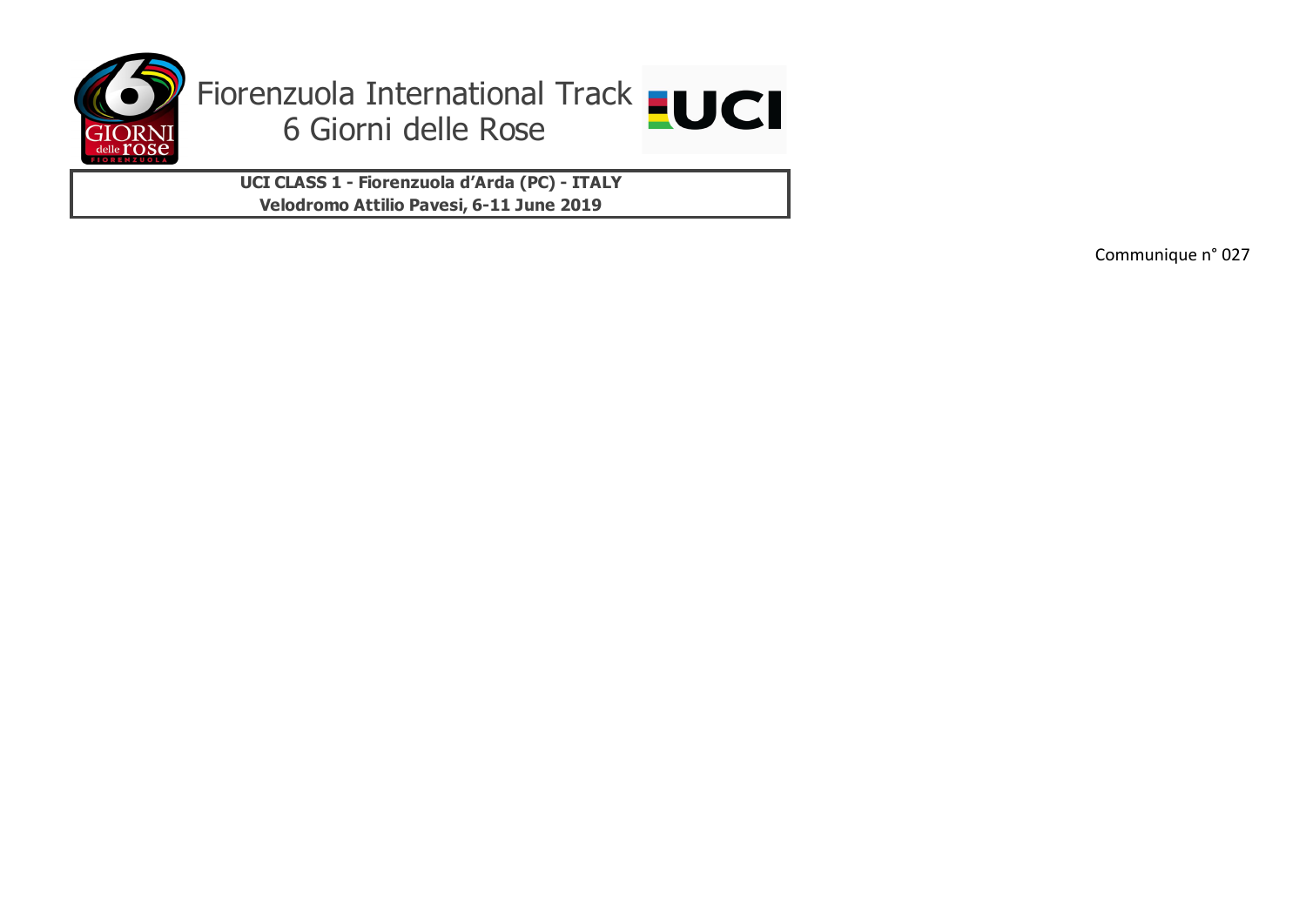Fiorenzuola International Track
6 Giorni delle Rose

**UCI CLASS 1 - Fiorenzuola d'Arda (PC) - ITALY**
**Velodromo Attilio Pavesi, 6-11 June 2019**

Communique n° 027